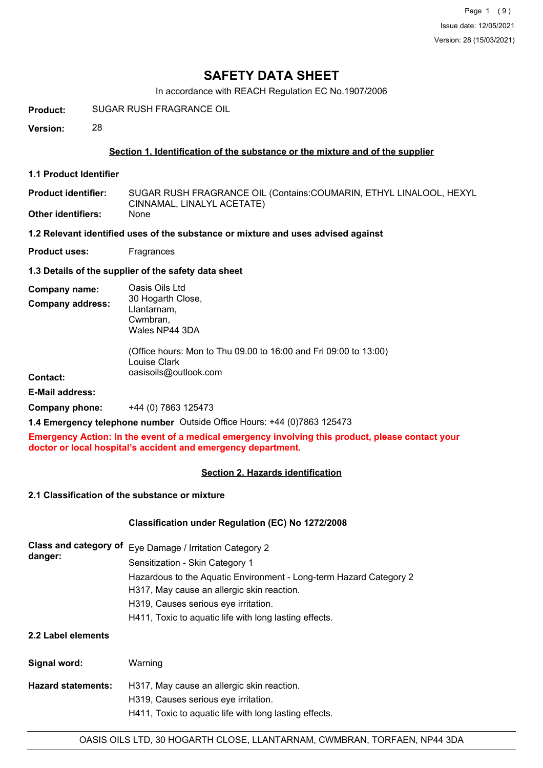Issue date: 12/05/2021

Version: 28 (15/03/2021)

# SAFETY DATA SHEET

In accordance with REACH Regulation EC No.1907/2006

**Product:** SUGAR RUSH FRAGRANCE OIL

**Version:** 28

## Section 1. Identification of the substance or the mixture and of the supplier

### 1.1 Product Identifier

**Product identifier:** SUGAR RUSH FRAGRANCE OIL (Contains:COUMARIN, ETHYL LINALOOL, HEXYL CINNAMAL, LINALYL ACETATE)

**Other identifiers:** None

### 1.2 Relevant identified uses of the substance or mixture and uses advised against

**Product uses:** Fragrances

### 1.3 Details of the supplier of the safety data sheet

**Company name:** Oasis Oils Ltd

**Company address:** 30 Hogarth Close,
Llantarnam,
Cwmbran,
Wales NP44 3DA

(Office hours: Mon to Thu 09.00 to 16:00 and Fri 09:00 to 13:00)

**Contact:** Louise Clark

**E-Mail address:** oasisoils@outlook.com

**Company phone:** +44 (0) 7863 125473

**1.4 Emergency telephone number** Outside Office Hours: +44 (0)7863 125473

**Emergency Action: In the event of a medical emergency involving this product, please contact your doctor or local hospital's accident and emergency department.**

## Section 2. Hazards identification

### 2.1 Classification of the substance or mixture

**Classification under Regulation (EC) No 1272/2008**

**Class and category of danger:**

Eye Damage / Irritation Category 2

Sensitization - Skin Category 1

Hazardous to the Aquatic Environment - Long-term Hazard Category 2

H317, May cause an allergic skin reaction.

H319, Causes serious eye irritation.

H411, Toxic to aquatic life with long lasting effects.

### 2.2 Label elements

**Signal word:** Warning

**Hazard statements:**

H317, May cause an allergic skin reaction.

H319, Causes serious eye irritation.

H411, Toxic to aquatic life with long lasting effects.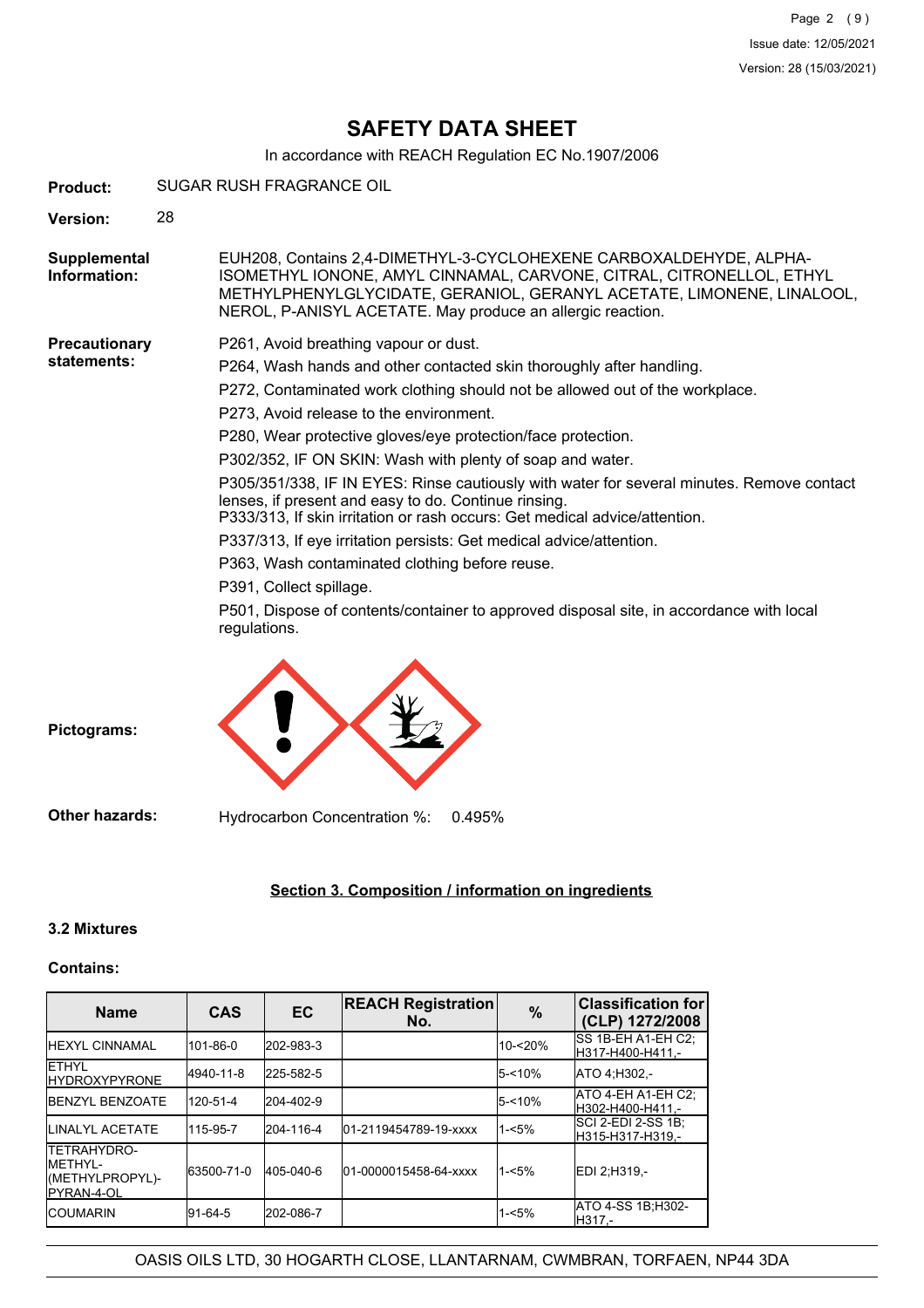# SAFETY DATA SHEET

In accordance with REACH Regulation EC No.1907/2006

**Product:** SUGAR RUSH FRAGRANCE OIL

**Version:** 28

**Supplemental Information:** EUH208, Contains 2,4-DIMETHYL-3-CYCLOHEXENE CARBOXALDEHYDE, ALPHA-ISOMETHYL IONONE, AMYL CINNAMAL, CARVONE, CITRAL, CITRONELLOL, ETHYL METHYLPHENYLGLYCIDATE, GERANIOL, GERANYL ACETATE, LIMONENE, LINALOOL, NEROL, P-ANISYL ACETATE. May produce an allergic reaction.

**Precautionary statements:**

P261, Avoid breathing vapour or dust.

P264, Wash hands and other contacted skin thoroughly after handling.

P272, Contaminated work clothing should not be allowed out of the workplace.

P273, Avoid release to the environment.

P280, Wear protective gloves/eye protection/face protection.

P302/352, IF ON SKIN: Wash with plenty of soap and water.

P305/351/338, IF IN EYES: Rinse cautiously with water for several minutes. Remove contact lenses, if present and easy to do. Continue rinsing.
P333/313, If skin irritation or rash occurs: Get medical advice/attention.

P337/313, If eye irritation persists: Get medical advice/attention.

P363, Wash contaminated clothing before reuse.

P391, Collect spillage.

P501, Dispose of contents/container to approved disposal site, in accordance with local regulations.

**Pictograms:**

**Other hazards:** Hydrocarbon Concentration %: 0.495%

## Section 3. Composition / information on ingredients

### 3.2 Mixtures

**Contains:**

| Name | CAS | EC | REACH Registration No. | % | Classification for (CLP) 1272/2008 |
|---|---|---|---|---|---|
| HEXYL CINNAMAL | 101-86-0 | 202-983-3 | | 10-<20% | SS 1B-EH A1-EH C2;H317-H400-H411,- |
| ETHYL HYDROXYPYRONE | 4940-11-8 | 225-582-5 | | 5-<10% | ATO 4;H302,- |
| BENZYL BENZOATE | 120-51-4 | 204-402-9 | | 5-<10% | ATO 4-EH A1-EH C2;H302-H400-H411,- |
| LINALYL ACETATE | 115-95-7 | 204-116-4 | 01-2119454789-19-xxxx | 1-<5% | SCI 2-EDI 2-SS 1B;H315-H317-H319,- |
| TETRAHYDRO-METHYL-(METHYLPROPYL)-PYRAN-4-OL | 63500-71-0 | 405-040-6 | 01-0000015458-64-xxxx | 1-<5% | EDI 2;H319,- |
| COUMARIN | 91-64-5 | 202-086-7 | | 1-<5% | ATO 4-SS 1B;H302-H317,- |

OASIS OILS LTD, 30 HOGARTH CLOSE, LLANTARNAM, CWMBRAN, TORFAEN, NP44 3DA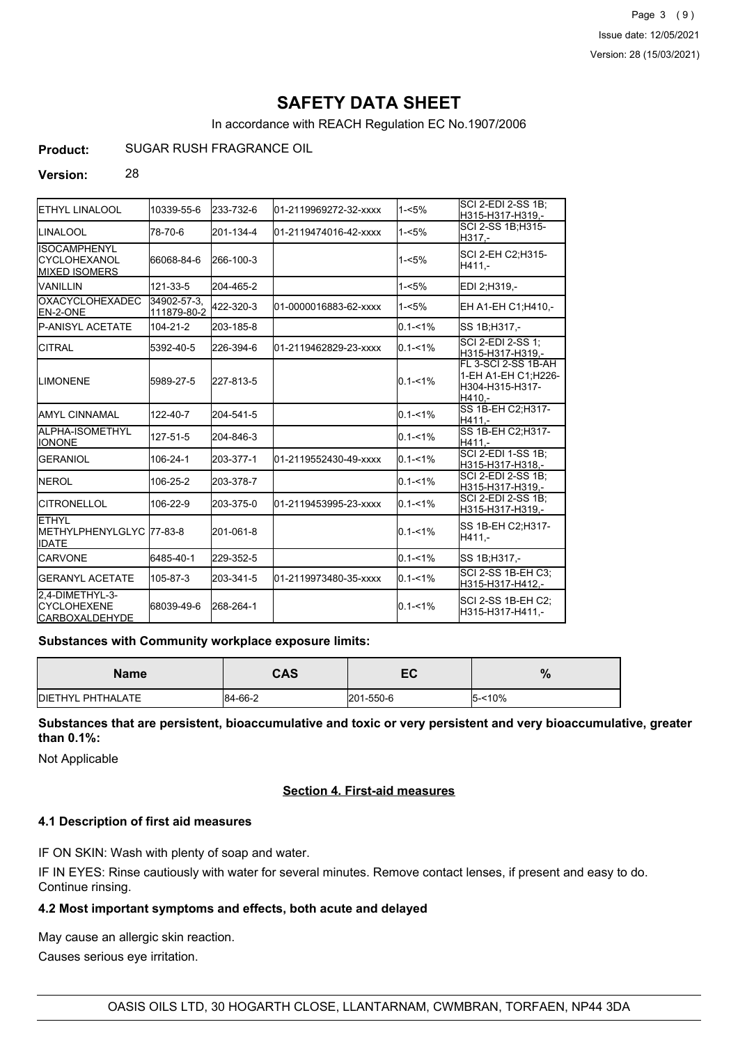# SAFETY DATA SHEET

In accordance with REACH Regulation EC No.1907/2006

**Product:** SUGAR RUSH FRAGRANCE OIL

**Version:** 28

| | | | | | |
|---|---|---|---|---|---|
| ETHYL LINALOOL | 10339-55-6 | 233-732-6 | 01-2119969272-32-xxxx | 1-<5% | SCI 2-EDI 2-SS 1B;H315-H317-H319,- |
| LINALOOL | 78-70-6 | 201-134-4 | 01-2119474016-42-xxxx | 1-<5% | SCI 2-SS 1B;H315-H317,- |
| ISOCAMPHENYL CYCLOHEXANOL MIXED ISOMERS | 66068-84-6 | 266-100-3 | | 1-<5% | SCI 2-EH C2;H315-H411,- |
| VANILLIN | 121-33-5 | 204-465-2 | | 1-<5% | EDI 2;H319,- |
| OXACYCLOHEXADECEN-2-ONE | 34902-57-3, 111879-80-2 | 422-320-3 | 01-0000016883-62-xxxx | 1-<5% | EH A1-EH C1;H410,- |
| P-ANISYL ACETATE | 104-21-2 | 203-185-8 | | 0.1-<1% | SS 1B;H317,- |
| CITRAL | 5392-40-5 | 226-394-6 | 01-2119462829-23-xxxx | 0.1-<1% | SCI 2-EDI 2-SS 1;H315-H317-H319,- |
| LIMONENE | 5989-27-5 | 227-813-5 | | 0.1-<1% | FL 3-SCI 2-SS 1B-AH 1-EH A1-EH C1;H226-H304-H315-H317-H410,- |
| AMYL CINNAMAL | 122-40-7 | 204-541-5 | | 0.1-<1% | SS 1B-EH C2;H317-H411,- |
| ALPHA-ISOMETHYL IONONE | 127-51-5 | 204-846-3 | | 0.1-<1% | SS 1B-EH C2;H317-H411,- |
| GERANIOL | 106-24-1 | 203-377-1 | 01-2119552430-49-xxxx | 0.1-<1% | SCI 2-EDI 1-SS 1B;H315-H317-H318,- |
| NEROL | 106-25-2 | 203-378-7 | | 0.1-<1% | SCI 2-EDI 2-SS 1B;H315-H317-H319,- |
| CITRONELLOL | 106-22-9 | 203-375-0 | 01-2119453995-23-xxxx | 0.1-<1% | SCI 2-EDI 2-SS 1B;H315-H317-H319,- |
| ETHYL METHYLPHENYLGLYCIDATE | 77-83-8 | 201-061-8 | | 0.1-<1% | SS 1B-EH C2;H317-H411,- |
| CARVONE | 6485-40-1 | 229-352-5 | | 0.1-<1% | SS 1B;H317,- |
| GERANYL ACETATE | 105-87-3 | 203-341-5 | 01-2119973480-35-xxxx | 0.1-<1% | SCI 2-SS 1B-EH C3;H315-H317-H412,- |
| 2,4-DIMETHYL-3-CYCLOHEXENE CARBOXALDEHYDE | 68039-49-6 | 268-264-1 | | 0.1-<1% | SCI 2-SS 1B-EH C2;H315-H317-H411,- |

**Substances with Community workplace exposure limits:**

| Name | CAS | EC | % |
|---|---|---|---|
| DIETHYL PHTHALATE | 84-66-2 | 201-550-6 | 5-<10% |

**Substances that are persistent, bioaccumulative and toxic or very persistent and very bioaccumulative, greater than 0.1%:**

Not Applicable

## Section 4. First-aid measures

### 4.1 Description of first aid measures

IF ON SKIN: Wash with plenty of soap and water.

IF IN EYES: Rinse cautiously with water for several minutes. Remove contact lenses, if present and easy to do. Continue rinsing.

### 4.2 Most important symptoms and effects, both acute and delayed

May cause an allergic skin reaction.

Causes serious eye irritation.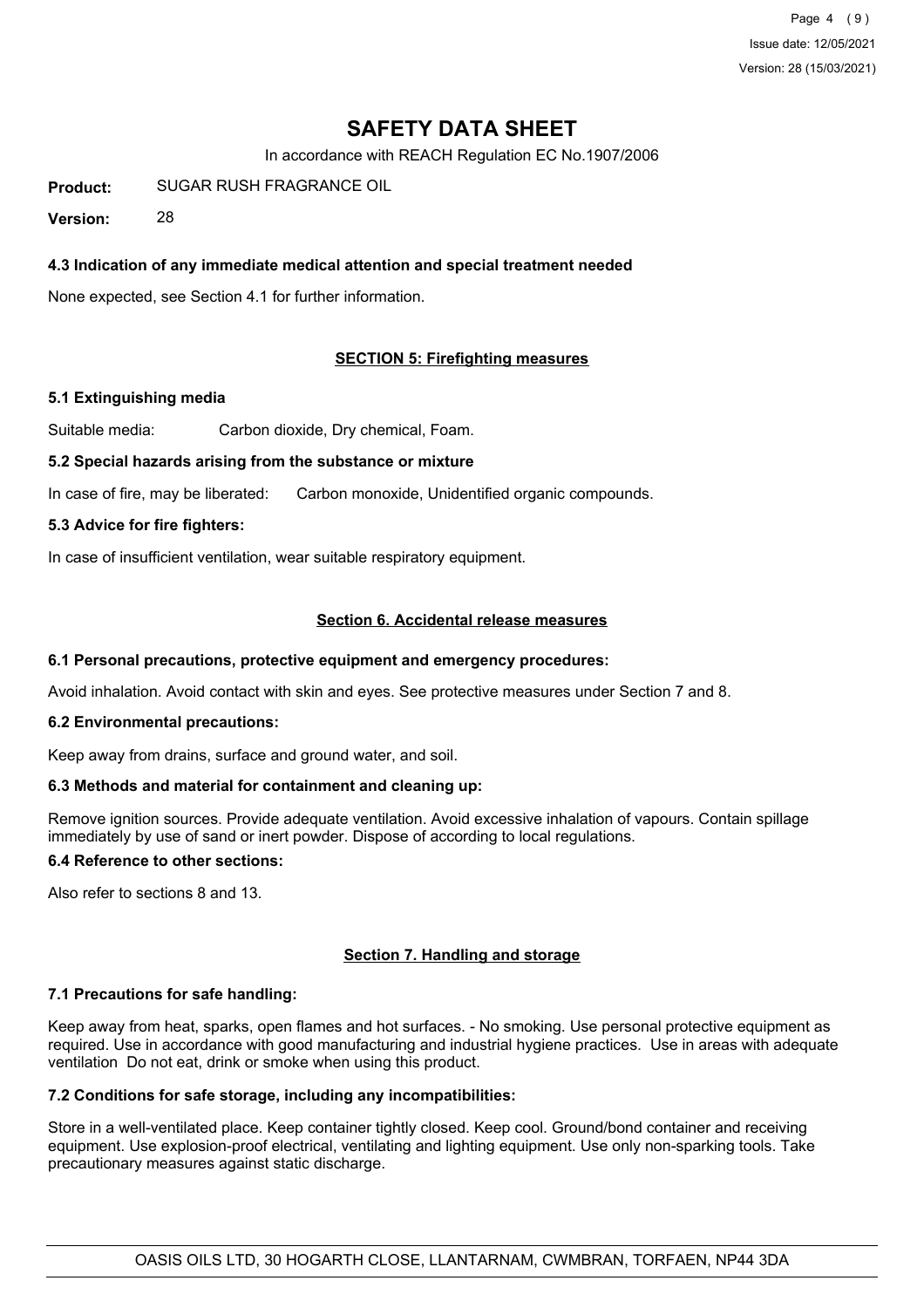# SAFETY DATA SHEET

In accordance with REACH Regulation EC No.1907/2006

**Product:** SUGAR RUSH FRAGRANCE OIL

**Version:** 28

### 4.3 Indication of any immediate medical attention and special treatment needed

None expected, see Section 4.1 for further information.

## SECTION 5: Firefighting measures

### 5.1 Extinguishing media

Suitable media: Carbon dioxide, Dry chemical, Foam.

### 5.2 Special hazards arising from the substance or mixture

In case of fire, may be liberated: Carbon monoxide, Unidentified organic compounds.

### 5.3 Advice for fire fighters:

In case of insufficient ventilation, wear suitable respiratory equipment.

## Section 6. Accidental release measures

### 6.1 Personal precautions, protective equipment and emergency procedures:

Avoid inhalation. Avoid contact with skin and eyes. See protective measures under Section 7 and 8.

### 6.2 Environmental precautions:

Keep away from drains, surface and ground water, and soil.

### 6.3 Methods and material for containment and cleaning up:

Remove ignition sources. Provide adequate ventilation. Avoid excessive inhalation of vapours. Contain spillage immediately by use of sand or inert powder. Dispose of according to local regulations.

### 6.4 Reference to other sections:

Also refer to sections 8 and 13.

## Section 7. Handling and storage

### 7.1 Precautions for safe handling:

Keep away from heat, sparks, open flames and hot surfaces. - No smoking. Use personal protective equipment as required. Use in accordance with good manufacturing and industrial hygiene practices. Use in areas with adequate ventilation Do not eat, drink or smoke when using this product.

### 7.2 Conditions for safe storage, including any incompatibilities:

Store in a well-ventilated place. Keep container tightly closed. Keep cool. Ground/bond container and receiving equipment. Use explosion-proof electrical, ventilating and lighting equipment. Use only non-sparking tools. Take precautionary measures against static discharge.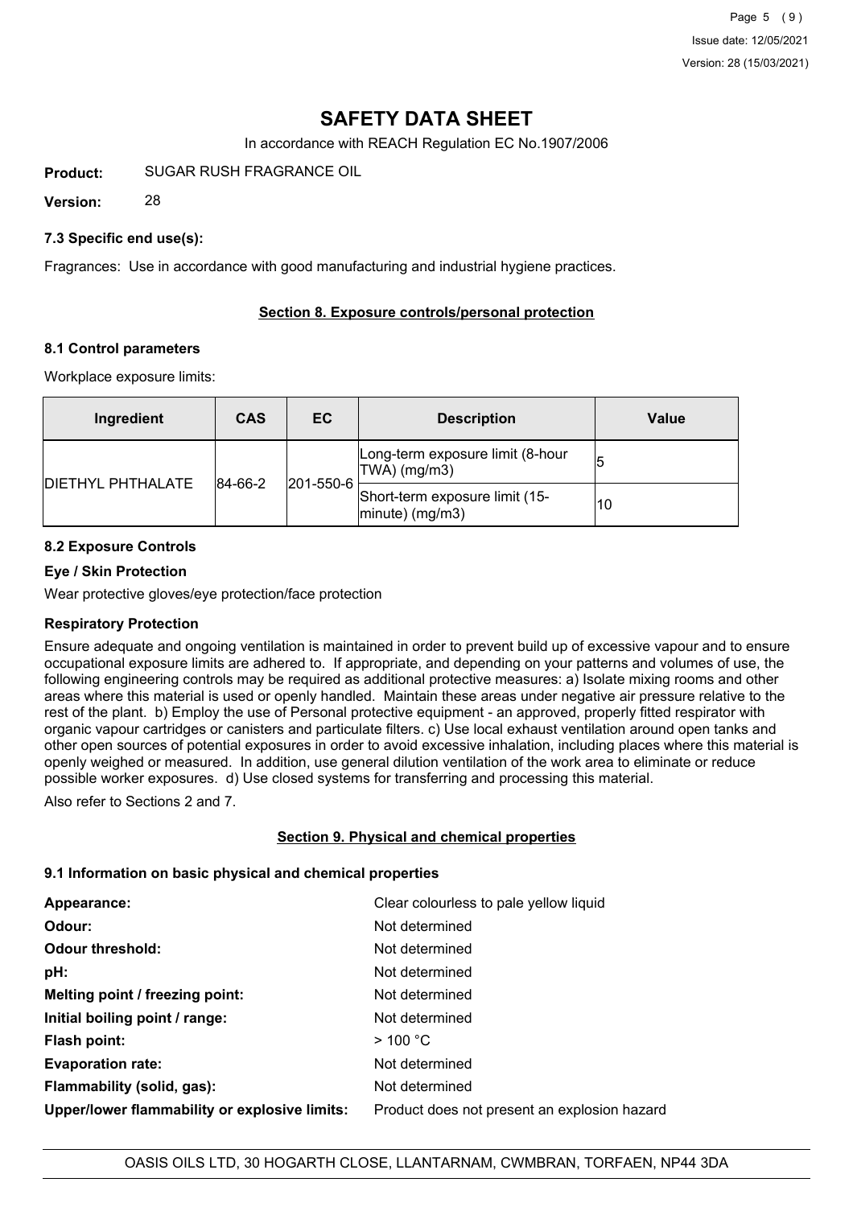# SAFETY DATA SHEET

In accordance with REACH Regulation EC No.1907/2006

**Product:** SUGAR RUSH FRAGRANCE OIL

**Version:** 28

### 7.3 Specific end use(s):

Fragrances: Use in accordance with good manufacturing and industrial hygiene practices.

## Section 8. Exposure controls/personal protection

### 8.1 Control parameters

Workplace exposure limits:

| Ingredient | CAS | EC | Description | Value |
|---|---|---|---|---|
| DIETHYL PHTHALATE | 84-66-2 | 201-550-6 | Long-term exposure limit (8-hour TWA) (mg/m3) | 5 |
| | | | Short-term exposure limit (15-minute) (mg/m3) | 10 |

### 8.2 Exposure Controls

### Eye / Skin Protection

Wear protective gloves/eye protection/face protection

### Respiratory Protection

Ensure adequate and ongoing ventilation is maintained in order to prevent build up of excessive vapour and to ensure occupational exposure limits are adhered to. If appropriate, and depending on your patterns and volumes of use, the following engineering controls may be required as additional protective measures: a) Isolate mixing rooms and other areas where this material is used or openly handled. Maintain these areas under negative air pressure relative to the rest of the plant. b) Employ the use of Personal protective equipment - an approved, properly fitted respirator with organic vapour cartridges or canisters and particulate filters. c) Use local exhaust ventilation around open tanks and other open sources of potential exposures in order to avoid excessive inhalation, including places where this material is openly weighed or measured. In addition, use general dilution ventilation of the work area to eliminate or reduce possible worker exposures. d) Use closed systems for transferring and processing this material.

Also refer to Sections 2 and 7.

## Section 9. Physical and chemical properties

### 9.1 Information on basic physical and chemical properties

**Appearance:** Clear colourless to pale yellow liquid

**Odour:** Not determined

**Odour threshold:** Not determined

**pH:** Not determined

**Melting point / freezing point:** Not determined

**Initial boiling point / range:** Not determined

**Flash point:** > 100 °C

**Evaporation rate:** Not determined

**Flammability (solid, gas):** Not determined

**Upper/lower flammability or explosive limits:** Product does not present an explosion hazard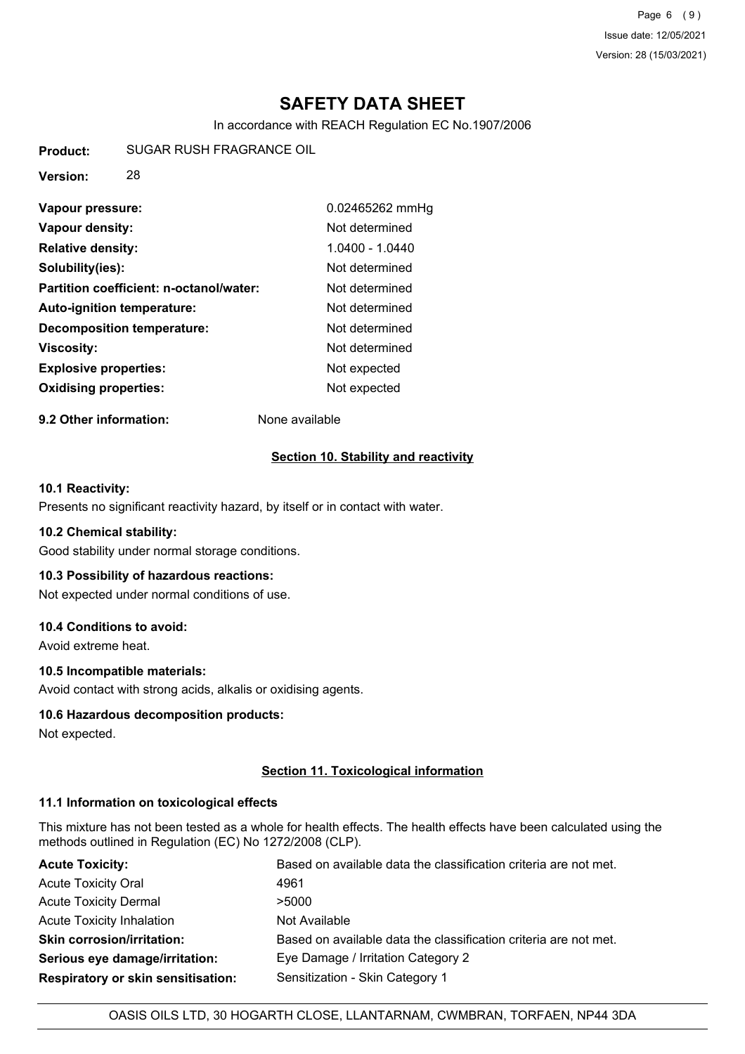# SAFETY DATA SHEET

In accordance with REACH Regulation EC No.1907/2006

**Product:** SUGAR RUSH FRAGRANCE OIL

**Version:** 28

| | |
|---|---|
| **Vapour pressure:** | 0.02465262 mmHg |
| **Vapour density:** | Not determined |
| **Relative density:** | 1.0400 - 1.0440 |
| **Solubility(ies):** | Not determined |
| **Partition coefficient: n-octanol/water:** | Not determined |
| **Auto-ignition temperature:** | Not determined |
| **Decomposition temperature:** | Not determined |
| **Viscosity:** | Not determined |
| **Explosive properties:** | Not expected |
| **Oxidising properties:** | Not expected |

**9.2 Other information:** None available

## Section 10. Stability and reactivity

**10.1 Reactivity:**

Presents no significant reactivity hazard, by itself or in contact with water.

**10.2 Chemical stability:**

Good stability under normal storage conditions.

**10.3 Possibility of hazardous reactions:**

Not expected under normal conditions of use.

**10.4 Conditions to avoid:**

Avoid extreme heat.

**10.5 Incompatible materials:**

Avoid contact with strong acids, alkalis or oxidising agents.

**10.6 Hazardous decomposition products:**

Not expected.

## Section 11. Toxicological information

**11.1 Information on toxicological effects**

This mixture has not been tested as a whole for health effects. The health effects have been calculated using the methods outlined in Regulation (EC) No 1272/2008 (CLP).

| | |
|---|---|
| **Acute Toxicity:** | Based on available data the classification criteria are not met. |
| Acute Toxicity Oral | 4961 |
| Acute Toxicity Dermal | >5000 |
| Acute Toxicity Inhalation | Not Available |
| **Skin corrosion/irritation:** | Based on available data the classification criteria are not met. |
| **Serious eye damage/irritation:** | Eye Damage / Irritation Category 2 |
| **Respiratory or skin sensitisation:** | Sensitization - Skin Category 1 |

OASIS OILS LTD, 30 HOGARTH CLOSE, LLANTARNAM, CWMBRAN, TORFAEN, NP44 3DA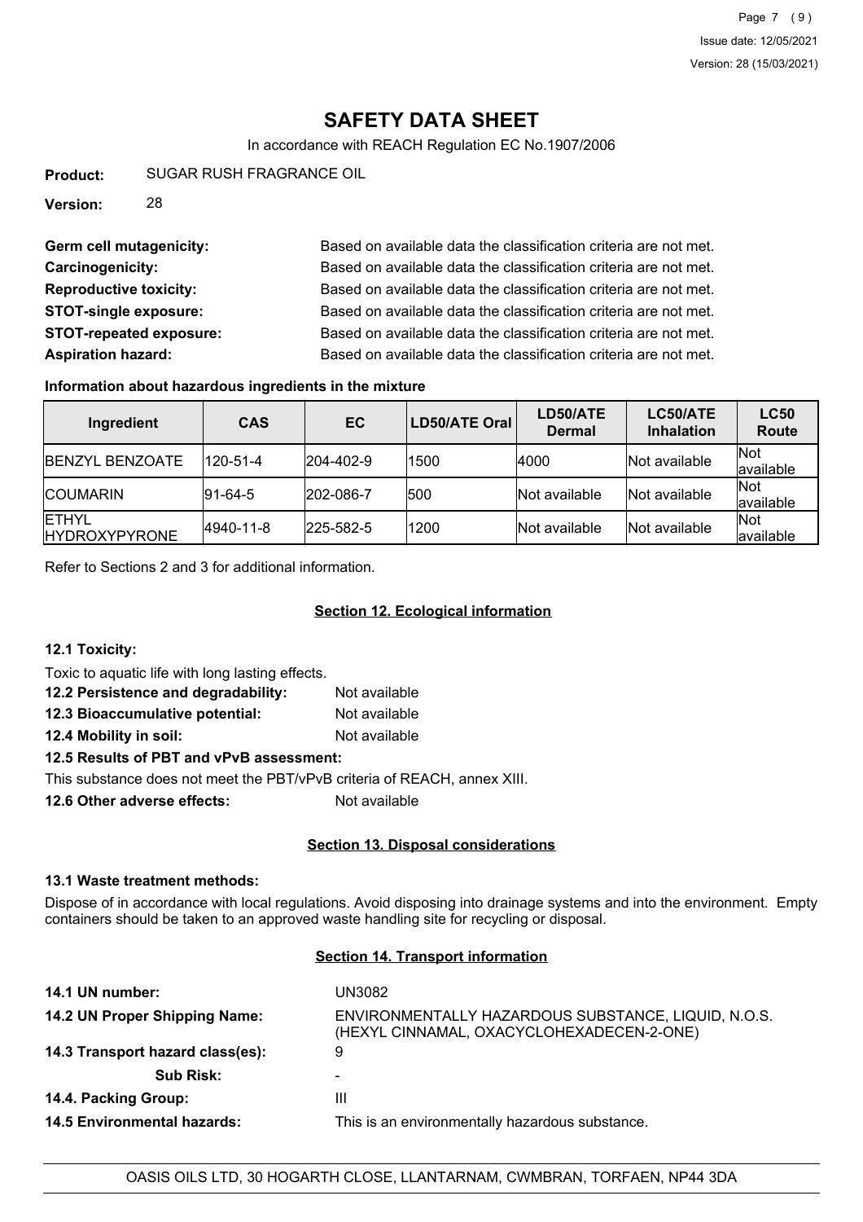# SAFETY DATA SHEET

In accordance with REACH Regulation EC No.1907/2006

**Product:** SUGAR RUSH FRAGRANCE OIL

**Version:** 28

**Germ cell mutagenicity:** Based on available data the classification criteria are not met.

**Carcinogenicity:** Based on available data the classification criteria are not met.

**Reproductive toxicity:** Based on available data the classification criteria are not met.

**STOT-single exposure:** Based on available data the classification criteria are not met.

**STOT-repeated exposure:** Based on available data the classification criteria are not met.

**Aspiration hazard:** Based on available data the classification criteria are not met.

**Information about hazardous ingredients in the mixture**

| Ingredient | CAS | EC | LD50/ATE Oral | LD50/ATE Dermal | LC50/ATE Inhalation | LC50 Route |
|---|---|---|---|---|---|---|
| BENZYL BENZOATE | 120-51-4 | 204-402-9 | 1500 | 4000 | Not available | Not available |
| COUMARIN | 91-64-5 | 202-086-7 | 500 | Not available | Not available | Not available |
| ETHYL HYDROXYPYRONE | 4940-11-8 | 225-582-5 | 1200 | Not available | Not available | Not available |

Refer to Sections 2 and 3 for additional information.

## Section 12. Ecological information

**12.1 Toxicity:**

Toxic to aquatic life with long lasting effects.

**12.2 Persistence and degradability:** Not available

**12.3 Bioaccumulative potential:** Not available

**12.4 Mobility in soil:** Not available

**12.5 Results of PBT and vPvB assessment:**

This substance does not meet the PBT/vPvB criteria of REACH, annex XIII.

**12.6 Other adverse effects:** Not available

## Section 13. Disposal considerations

**13.1 Waste treatment methods:**

Dispose of in accordance with local regulations. Avoid disposing into drainage systems and into the environment. Empty containers should be taken to an approved waste handling site for recycling or disposal.

## Section 14. Transport information

**14.1 UN number:** UN3082

**14.2 UN Proper Shipping Name:** ENVIRONMENTALLY HAZARDOUS SUBSTANCE, LIQUID, N.O.S. (HEXYL CINNAMAL, OXACYCLOHEXADECEN-2-ONE)

**14.3 Transport hazard class(es):** 9

**Sub Risk:** -

**14.4. Packing Group:** III

**14.5 Environmental hazards:** This is an environmentally hazardous substance.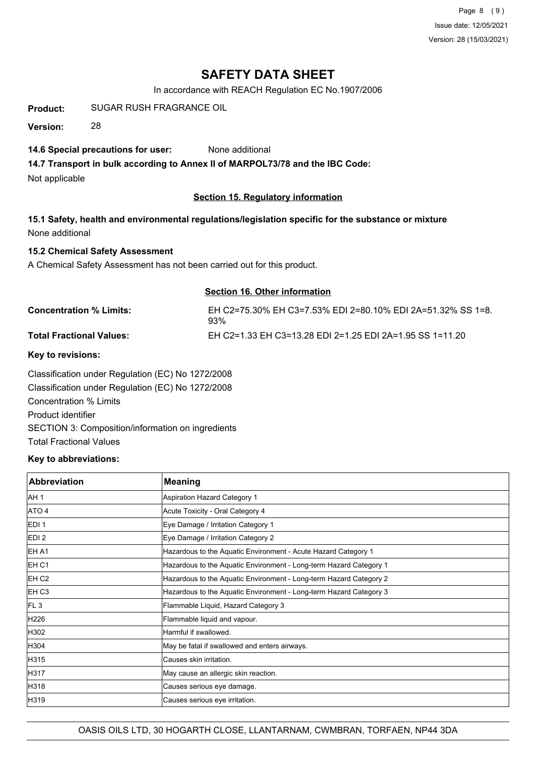# SAFETY DATA SHEET

In accordance with REACH Regulation EC No.1907/2006

**Product:** SUGAR RUSH FRAGRANCE OIL

**Version:** 28

**14.6 Special precautions for user:** None additional

**14.7 Transport in bulk according to Annex II of MARPOL73/78 and the IBC Code:**

Not applicable

## Section 15. Regulatory information

**15.1 Safety, health and environmental regulations/legislation specific for the substance or mixture**

None additional

**15.2 Chemical Safety Assessment**

A Chemical Safety Assessment has not been carried out for this product.

## Section 16. Other information

**Concentration % Limits:** EH C2=75.30% EH C3=7.53% EDI 2=80.10% EDI 2A=51.32% SS 1=8.93%

**Total Fractional Values:** EH C2=1.33 EH C3=13.28 EDI 2=1.25 EDI 2A=1.95 SS 1=11.20

**Key to revisions:**

Classification under Regulation (EC) No 1272/2008

Classification under Regulation (EC) No 1272/2008

Concentration % Limits

Product identifier

SECTION 3: Composition/information on ingredients

Total Fractional Values

**Key to abbreviations:**

| Abbreviation | Meaning |
|---|---|
| AH 1 | Aspiration Hazard Category 1 |
| ATO 4 | Acute Toxicity - Oral Category 4 |
| EDI 1 | Eye Damage / Irritation Category 1 |
| EDI 2 | Eye Damage / Irritation Category 2 |
| EH A1 | Hazardous to the Aquatic Environment - Acute Hazard Category 1 |
| EH C1 | Hazardous to the Aquatic Environment - Long-term Hazard Category 1 |
| EH C2 | Hazardous to the Aquatic Environment - Long-term Hazard Category 2 |
| EH C3 | Hazardous to the Aquatic Environment - Long-term Hazard Category 3 |
| FL 3 | Flammable Liquid, Hazard Category 3 |
| H226 | Flammable liquid and vapour. |
| H302 | Harmful if swallowed. |
| H304 | May be fatal if swallowed and enters airways. |
| H315 | Causes skin irritation. |
| H317 | May cause an allergic skin reaction. |
| H318 | Causes serious eye damage. |
| H319 | Causes serious eye irritation. |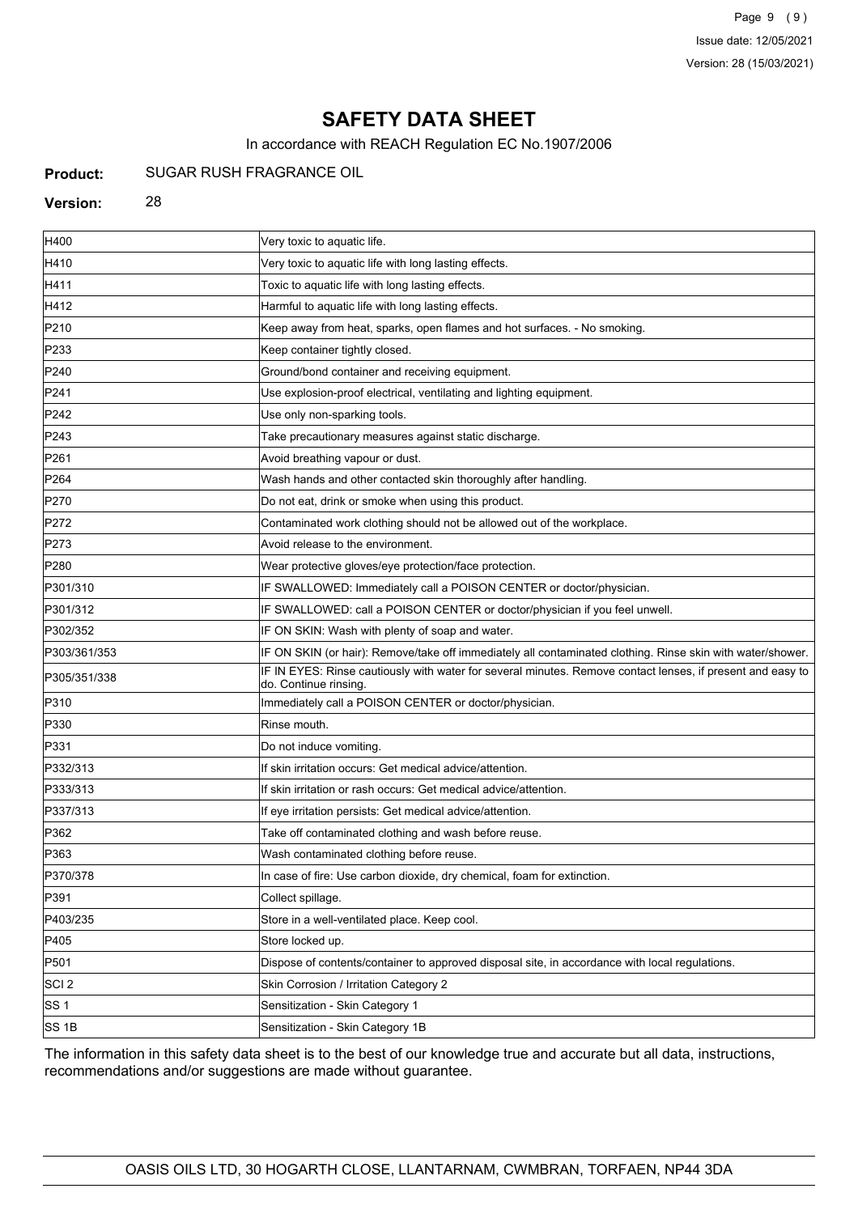# SAFETY DATA SHEET

In accordance with REACH Regulation EC No.1907/2006

**Product:** SUGAR RUSH FRAGRANCE OIL

**Version:** 28

| | |
|---|---|
| H400 | Very toxic to aquatic life. |
| H410 | Very toxic to aquatic life with long lasting effects. |
| H411 | Toxic to aquatic life with long lasting effects. |
| H412 | Harmful to aquatic life with long lasting effects. |
| P210 | Keep away from heat, sparks, open flames and hot surfaces. - No smoking. |
| P233 | Keep container tightly closed. |
| P240 | Ground/bond container and receiving equipment. |
| P241 | Use explosion-proof electrical, ventilating and lighting equipment. |
| P242 | Use only non-sparking tools. |
| P243 | Take precautionary measures against static discharge. |
| P261 | Avoid breathing vapour or dust. |
| P264 | Wash hands and other contacted skin thoroughly after handling. |
| P270 | Do not eat, drink or smoke when using this product. |
| P272 | Contaminated work clothing should not be allowed out of the workplace. |
| P273 | Avoid release to the environment. |
| P280 | Wear protective gloves/eye protection/face protection. |
| P301/310 | IF SWALLOWED: Immediately call a POISON CENTER or doctor/physician. |
| P301/312 | IF SWALLOWED: call a POISON CENTER or doctor/physician if you feel unwell. |
| P302/352 | IF ON SKIN: Wash with plenty of soap and water. |
| P303/361/353 | IF ON SKIN (or hair): Remove/take off immediately all contaminated clothing. Rinse skin with water/shower. |
| P305/351/338 | IF IN EYES: Rinse cautiously with water for several minutes. Remove contact lenses, if present and easy to do. Continue rinsing. |
| P310 | Immediately call a POISON CENTER or doctor/physician. |
| P330 | Rinse mouth. |
| P331 | Do not induce vomiting. |
| P332/313 | If skin irritation occurs: Get medical advice/attention. |
| P333/313 | If skin irritation or rash occurs: Get medical advice/attention. |
| P337/313 | If eye irritation persists: Get medical advice/attention. |
| P362 | Take off contaminated clothing and wash before reuse. |
| P363 | Wash contaminated clothing before reuse. |
| P370/378 | In case of fire: Use carbon dioxide, dry chemical, foam for extinction. |
| P391 | Collect spillage. |
| P403/235 | Store in a well-ventilated place. Keep cool. |
| P405 | Store locked up. |
| P501 | Dispose of contents/container to approved disposal site, in accordance with local regulations. |
| SCI 2 | Skin Corrosion / Irritation Category 2 |
| SS 1 | Sensitization - Skin Category 1 |
| SS 1B | Sensitization - Skin Category 1B |

The information in this safety data sheet is to the best of our knowledge true and accurate but all data, instructions, recommendations and/or suggestions are made without guarantee.

OASIS OILS LTD, 30 HOGARTH CLOSE, LLANTARNAM, CWMBRAN, TORFAEN, NP44 3DA